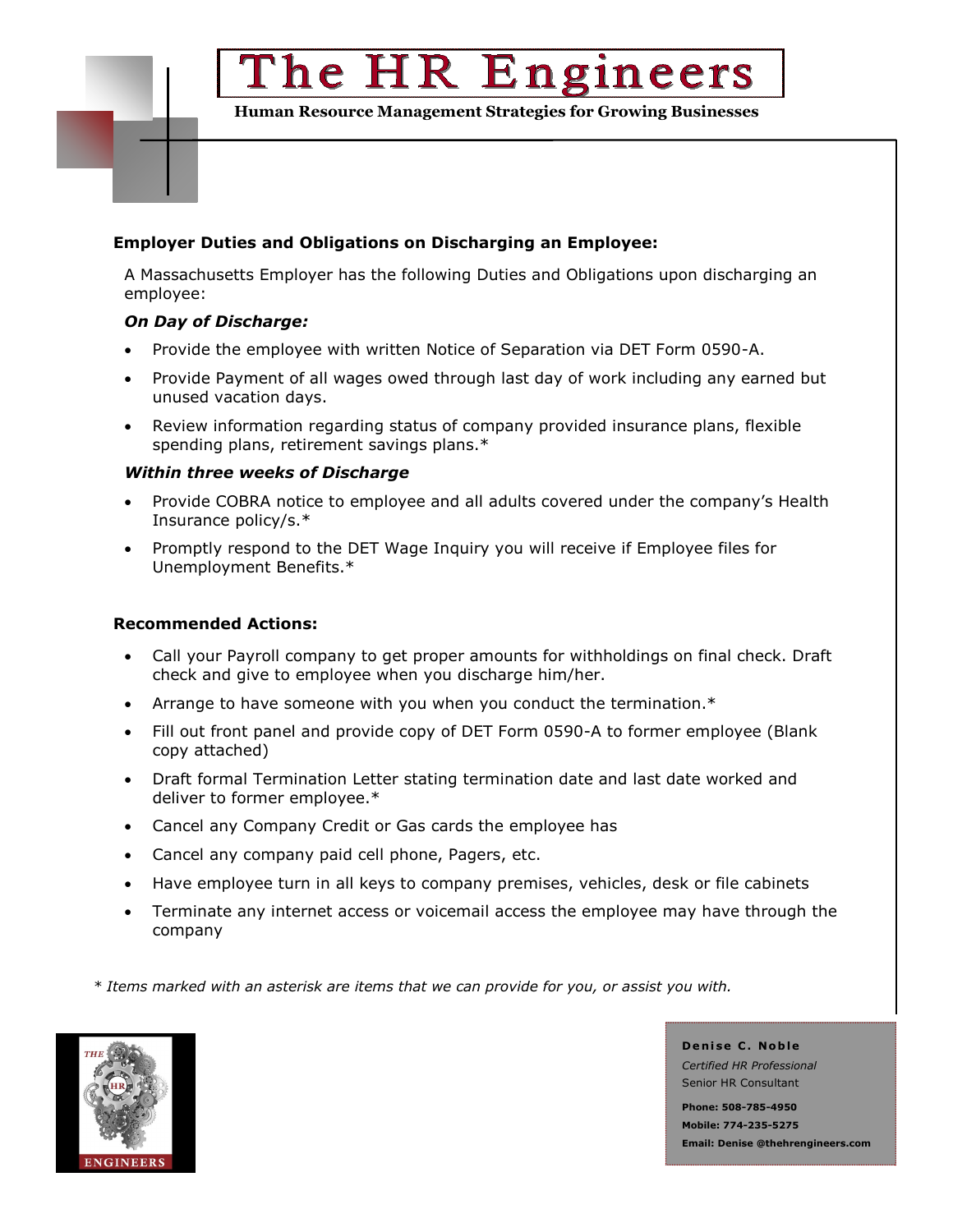# The HR Engineers

**Human Resource Management Strategies for Growing Businesses**

## Employer Duties and Obligations on Discharging an Employee:

A Massachusetts Employer has the following Duties and Obligations upon discharging an employee:

### *On Day of Discharge:*

- Provide the employee with written Notice of Separation via DET Form 0590-A.
- Provide Payment of all wages owed through last day of work including any earned but unused vacation days.
- Review information regarding status of company provided insurance plans, flexible spending plans, retirement savings plans.*

### *Within three weeks of Discharge*

- Provide COBRA notice to employee and all adults covered under the company's Health Insurance policy/s.*
- Promptly respond to the DET Wage Inquiry you will receive if Employee files for Unemployment Benefits.*

## Recommended Actions:

- Call your Payroll company to get proper amounts for withholdings on final check. Draft check and give to employee when you discharge him/her.
- Arrange to have someone with you when you conduct the termination.*
- Fill out front panel and provide copy of DET Form 0590-A to former employee (Blank copy attached)
- Draft formal Termination Letter stating termination date and last date worked and deliver to former employee.*
- Cancel any Company Credit or Gas cards the employee has
- Cancel any company paid cell phone, Pagers, etc.
- Have employee turn in all keys to company premises, vehicles, desk or file cabinets
- Terminate any internet access or voicemail access the employee may have through the company

*\* Items marked with an asterisk are items that we can provide for you, or assist you with.*

**Denise C. Noble**
*Certified HR Professional*
Senior HR Consultant

**Phone: 508-785-4950**
**Mobile: 774-235-5275**
**Email: Denise @thehrengineers.com**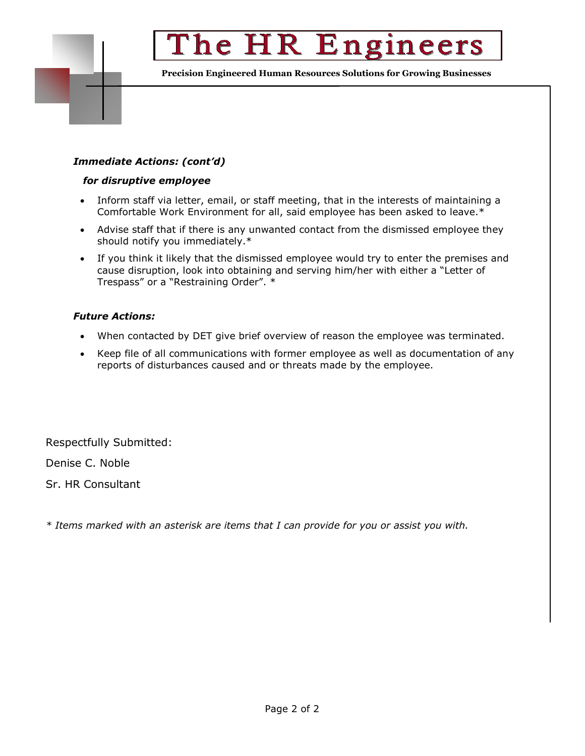*Immediate Actions: (cont'd)*

***for disruptive employee***

- Inform staff via letter, email, or staff meeting, that in the interests of maintaining a Comfortable Work Environment for all, said employee has been asked to leave.*
- Advise staff that if there is any unwanted contact from the dismissed employee they should notify you immediately.*
- If you think it likely that the dismissed employee would try to enter the premises and cause disruption, look into obtaining and serving him/her with either a "Letter of Trespass" or a "Restraining Order". *

***Future Actions:***

- When contacted by DET give brief overview of reason the employee was terminated.
- Keep file of all communications with former employee as well as documentation of any reports of disturbances caused and or threats made by the employee.

Respectfully Submitted:

Denise C. Noble

Sr. HR Consultant

*\* Items marked with an asterisk are items that I can provide for you or assist you with.*